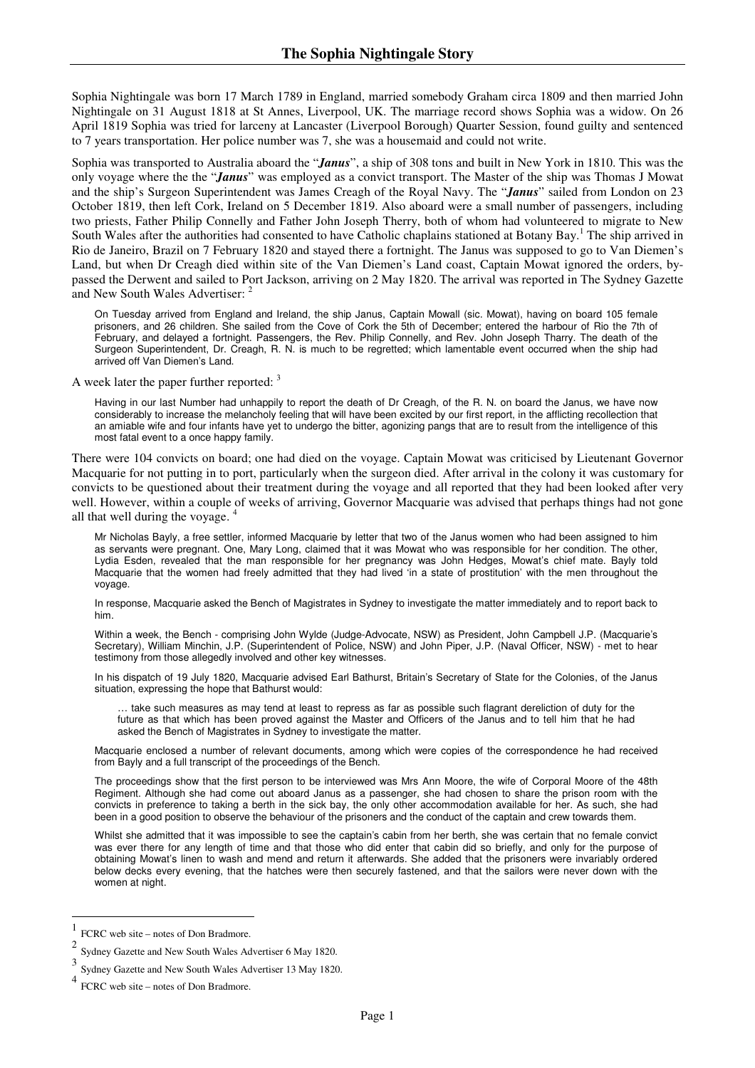# The Sophia Nightingale Story

Sophia Nightingale was born 17 March 1789 in England, married somebody Graham circa 1809 and then married John Nightingale on 31 August 1818 at St Annes, Liverpool, UK. The marriage record shows Sophia was a widow. On 26 April 1819 Sophia was tried for larceny at Lancaster (Liverpool Borough) Quarter Session, found guilty and sentenced to 7 years transportation. Her police number was 7, she was a housemaid and could not write.

Sophia was transported to Australia aboard the "***Janus***", a ship of 308 tons and built in New York in 1810. This was the only voyage where the the "***Janus***" was employed as a convict transport. The Master of the ship was Thomas J Mowat and the ship's Surgeon Superintendent was James Creagh of the Royal Navy. The "***Janus***" sailed from London on 23 October 1819, then left Cork, Ireland on 5 December 1819. Also aboard were a small number of passengers, including two priests, Father Philip Connelly and Father John Joseph Therry, both of whom had volunteered to migrate to New South Wales after the authorities had consented to have Catholic chaplains stationed at Botany Bay.[1] The ship arrived in Rio de Janeiro, Brazil on 7 February 1820 and stayed there a fortnight. The Janus was supposed to go to Van Diemen's Land, but when Dr Creagh died within site of the Van Diemen's Land coast, Captain Mowat ignored the orders, by-passed the Derwent and sailed to Port Jackson, arriving on 2 May 1820. The arrival was reported in The Sydney Gazette and New South Wales Advertiser: [2]

> On Tuesday arrived from England and Ireland, the ship Janus, Captain Mowall (sic. Mowat), having on board 105 female prisoners, and 26 children. She sailed from the Cove of Cork the 5th of December; entered the harbour of Rio the 7th of February, and delayed a fortnight. Passengers, the Rev. Philip Connelly, and Rev. John Joseph Tharry. The death of the Surgeon Superintendent, Dr. Creagh, R. N. is much to be regretted; which lamentable event occurred when the ship had arrived off Van Diemen's Land.

A week later the paper further reported: [3]

> Having in our last Number had unhappily to report the death of Dr Creagh, of the R. N. on board the Janus, we have now considerably to increase the melancholy feeling that will have been excited by our first report, in the afflicting recollection that an amiable wife and four infants have yet to undergo the bitter, agonizing pangs that are to result from the intelligence of this most fatal event to a once happy family.

There were 104 convicts on board; one had died on the voyage. Captain Mowat was criticised by Lieutenant Governor Macquarie for not putting in to port, particularly when the surgeon died. After arrival in the colony it was customary for convicts to be questioned about their treatment during the voyage and all reported that they had been looked after very well. However, within a couple of weeks of arriving, Governor Macquarie was advised that perhaps things had not gone all that well during the voyage. [4]

> Mr Nicholas Bayly, a free settler, informed Macquarie by letter that two of the Janus women who had been assigned to him as servants were pregnant. One, Mary Long, claimed that it was Mowat who was responsible for her condition. The other, Lydia Esden, revealed that the man responsible for her pregnancy was John Hedges, Mowat's chief mate. Bayly told Macquarie that the women had freely admitted that they had lived 'in a state of prostitution' with the men throughout the voyage.
>
> In response, Macquarie asked the Bench of Magistrates in Sydney to investigate the matter immediately and to report back to him.
>
> Within a week, the Bench - comprising John Wylde (Judge-Advocate, NSW) as President, John Campbell J.P. (Macquarie's Secretary), William Minchin, J.P. (Superintendent of Police, NSW) and John Piper, J.P. (Naval Officer, NSW) - met to hear testimony from those allegedly involved and other key witnesses.
>
> In his dispatch of 19 July 1820, Macquarie advised Earl Bathurst, Britain's Secretary of State for the Colonies, of the Janus situation, expressing the hope that Bathurst would:
>
> > … take such measures as may tend at least to repress as far as possible such flagrant dereliction of duty for the future as that which has been proved against the Master and Officers of the Janus and to tell him that he had asked the Bench of Magistrates in Sydney to investigate the matter.
>
> Macquarie enclosed a number of relevant documents, among which were copies of the correspondence he had received from Bayly and a full transcript of the proceedings of the Bench.
>
> The proceedings show that the first person to be interviewed was Mrs Ann Moore, the wife of Corporal Moore of the 48th Regiment. Although she had come out aboard Janus as a passenger, she had chosen to share the prison room with the convicts in preference to taking a berth in the sick bay, the only other accommodation available for her. As such, she had been in a good position to observe the behaviour of the prisoners and the conduct of the captain and crew towards them.
>
> Whilst she admitted that it was impossible to see the captain's cabin from her berth, she was certain that no female convict was ever there for any length of time and that those who did enter that cabin did so briefly, and only for the purpose of obtaining Mowat's linen to wash and mend and return it afterwards. She added that the prisoners were invariably ordered below decks every evening, that the hatches were then securely fastened, and that the sailors were never down with the women at night.

---

[1] FCRC web site – notes of Don Bradmore.

[2] Sydney Gazette and New South Wales Advertiser 6 May 1820.

[3] Sydney Gazette and New South Wales Advertiser 13 May 1820.

[4] FCRC web site – notes of Don Bradmore.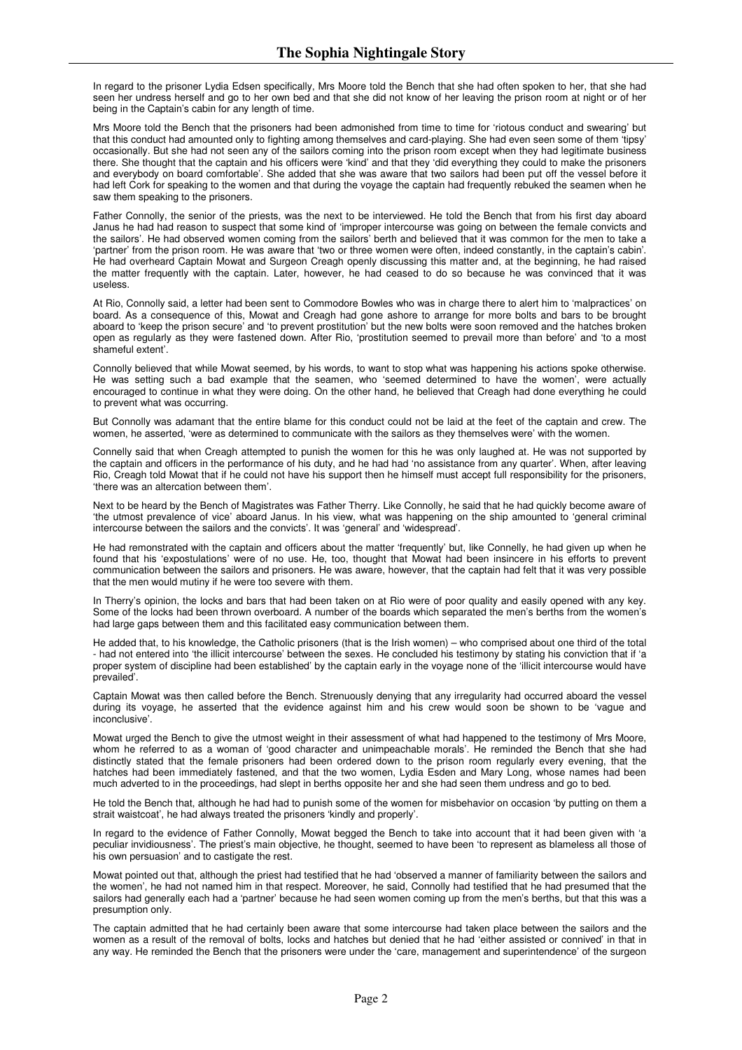In regard to the prisoner Lydia Edsen specifically, Mrs Moore told the Bench that she had often spoken to her, that she had seen her undress herself and go to her own bed and that she did not know of her leaving the prison room at night or of her being in the Captain's cabin for any length of time.

Mrs Moore told the Bench that the prisoners had been admonished from time to time for 'riotous conduct and swearing' but that this conduct had amounted only to fighting among themselves and card-playing. She had even seen some of them 'tipsy' occasionally. But she had not seen any of the sailors coming into the prison room except when they had legitimate business there. She thought that the captain and his officers were 'kind' and that they 'did everything they could to make the prisoners and everybody on board comfortable'. She added that she was aware that two sailors had been put off the vessel before it had left Cork for speaking to the women and that during the voyage the captain had frequently rebuked the seamen when he saw them speaking to the prisoners.

Father Connolly, the senior of the priests, was the next to be interviewed. He told the Bench that from his first day aboard Janus he had had reason to suspect that some kind of 'improper intercourse was going on between the female convicts and the sailors'. He had observed women coming from the sailors' berth and believed that it was common for the men to take a 'partner' from the prison room. He was aware that 'two or three women were often, indeed constantly, in the captain's cabin'. He had overheard Captain Mowat and Surgeon Creagh openly discussing this matter and, at the beginning, he had raised the matter frequently with the captain. Later, however, he had ceased to do so because he was convinced that it was useless.

At Rio, Connolly said, a letter had been sent to Commodore Bowles who was in charge there to alert him to 'malpractices' on board. As a consequence of this, Mowat and Creagh had gone ashore to arrange for more bolts and bars to be brought aboard to 'keep the prison secure' and 'to prevent prostitution' but the new bolts were soon removed and the hatches broken open as regularly as they were fastened down. After Rio, 'prostitution seemed to prevail more than before' and 'to a most shameful extent'.

Connolly believed that while Mowat seemed, by his words, to want to stop what was happening his actions spoke otherwise. He was setting such a bad example that the seamen, who 'seemed determined to have the women', were actually encouraged to continue in what they were doing. On the other hand, he believed that Creagh had done everything he could to prevent what was occurring.

But Connolly was adamant that the entire blame for this conduct could not be laid at the feet of the captain and crew. The women, he asserted, 'were as determined to communicate with the sailors as they themselves were' with the women.

Connelly said that when Creagh attempted to punish the women for this he was only laughed at. He was not supported by the captain and officers in the performance of his duty, and he had had 'no assistance from any quarter'. When, after leaving Rio, Creagh told Mowat that if he could not have his support then he himself must accept full responsibility for the prisoners, 'there was an altercation between them'.

Next to be heard by the Bench of Magistrates was Father Therry. Like Connolly, he said that he had quickly become aware of 'the utmost prevalence of vice' aboard Janus. In his view, what was happening on the ship amounted to 'general criminal intercourse between the sailors and the convicts'. It was 'general' and 'widespread'.

He had remonstrated with the captain and officers about the matter 'frequently' but, like Connelly, he had given up when he found that his 'expostulations' were of no use. He, too, thought that Mowat had been insincere in his efforts to prevent communication between the sailors and prisoners. He was aware, however, that the captain had felt that it was very possible that the men would mutiny if he were too severe with them.

In Therry's opinion, the locks and bars that had been taken on at Rio were of poor quality and easily opened with any key. Some of the locks had been thrown overboard. A number of the boards which separated the men's berths from the women's had large gaps between them and this facilitated easy communication between them.

He added that, to his knowledge, the Catholic prisoners (that is the Irish women) – who comprised about one third of the total - had not entered into 'the illicit intercourse' between the sexes. He concluded his testimony by stating his conviction that if 'a proper system of discipline had been established' by the captain early in the voyage none of the 'illicit intercourse would have prevailed'.

Captain Mowat was then called before the Bench. Strenuously denying that any irregularity had occurred aboard the vessel during its voyage, he asserted that the evidence against him and his crew would soon be shown to be 'vague and inconclusive'.

Mowat urged the Bench to give the utmost weight in their assessment of what had happened to the testimony of Mrs Moore, whom he referred to as a woman of 'good character and unimpeachable morals'. He reminded the Bench that she had distinctly stated that the female prisoners had been ordered down to the prison room regularly every evening, that the hatches had been immediately fastened, and that the two women, Lydia Esden and Mary Long, whose names had been much adverted to in the proceedings, had slept in berths opposite her and she had seen them undress and go to bed.

He told the Bench that, although he had had to punish some of the women for misbehavior on occasion 'by putting on them a strait waistcoat', he had always treated the prisoners 'kindly and properly'.

In regard to the evidence of Father Connolly, Mowat begged the Bench to take into account that it had been given with 'a peculiar invidiousness'. The priest's main objective, he thought, seemed to have been 'to represent as blameless all those of his own persuasion' and to castigate the rest.

Mowat pointed out that, although the priest had testified that he had 'observed a manner of familiarity between the sailors and the women', he had not named him in that respect. Moreover, he said, Connolly had testified that he had presumed that the sailors had generally each had a 'partner' because he had seen women coming up from the men's berths, but that this was a presumption only.

The captain admitted that he had certainly been aware that some intercourse had taken place between the sailors and the women as a result of the removal of bolts, locks and hatches but denied that he had 'either assisted or connived' in that in any way. He reminded the Bench that the prisoners were under the 'care, management and superintendence' of the surgeon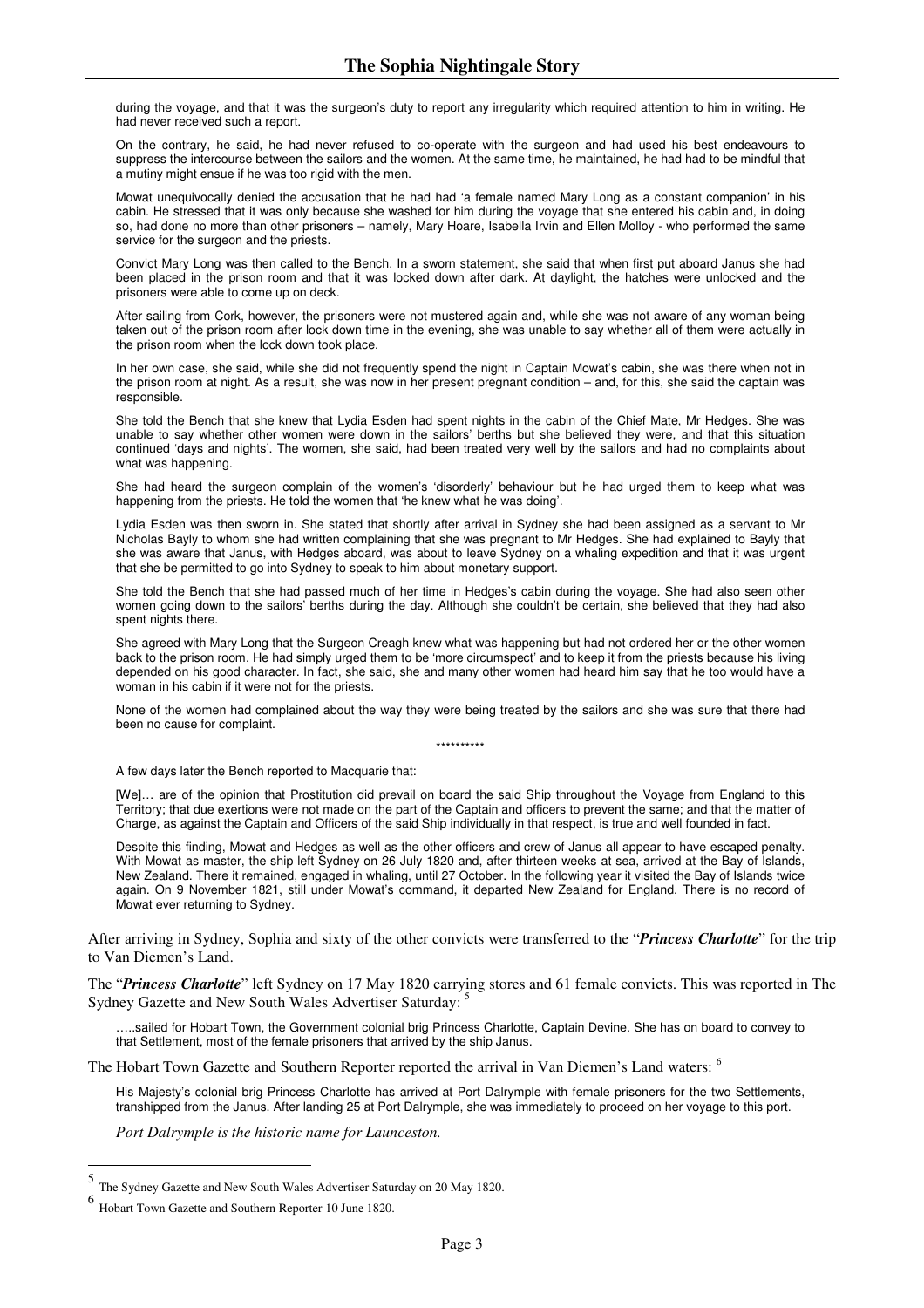during the voyage, and that it was the surgeon's duty to report any irregularity which required attention to him in writing. He had never received such a report.

On the contrary, he said, he had never refused to co-operate with the surgeon and had used his best endeavours to suppress the intercourse between the sailors and the women. At the same time, he maintained, he had had to be mindful that a mutiny might ensue if he was too rigid with the men.

Mowat unequivocally denied the accusation that he had had 'a female named Mary Long as a constant companion' in his cabin. He stressed that it was only because she washed for him during the voyage that she entered his cabin and, in doing so, had done no more than other prisoners – namely, Mary Hoare, Isabella Irvin and Ellen Molloy - who performed the same service for the surgeon and the priests.

Convict Mary Long was then called to the Bench. In a sworn statement, she said that when first put aboard Janus she had been placed in the prison room and that it was locked down after dark. At daylight, the hatches were unlocked and the prisoners were able to come up on deck.

After sailing from Cork, however, the prisoners were not mustered again and, while she was not aware of any woman being taken out of the prison room after lock down time in the evening, she was unable to say whether all of them were actually in the prison room when the lock down took place.

In her own case, she said, while she did not frequently spend the night in Captain Mowat's cabin, she was there when not in the prison room at night. As a result, she was now in her present pregnant condition – and, for this, she said the captain was responsible.

She told the Bench that she knew that Lydia Esden had spent nights in the cabin of the Chief Mate, Mr Hedges. She was unable to say whether other women were down in the sailors' berths but she believed they were, and that this situation continued 'days and nights'. The women, she said, had been treated very well by the sailors and had no complaints about what was happening.

She had heard the surgeon complain of the women's 'disorderly' behaviour but he had urged them to keep what was happening from the priests. He told the women that 'he knew what he was doing'.

Lydia Esden was then sworn in. She stated that shortly after arrival in Sydney she had been assigned as a servant to Mr Nicholas Bayly to whom she had written complaining that she was pregnant to Mr Hedges. She had explained to Bayly that she was aware that Janus, with Hedges aboard, was about to leave Sydney on a whaling expedition and that it was urgent that she be permitted to go into Sydney to speak to him about monetary support.

She told the Bench that she had passed much of her time in Hedges's cabin during the voyage. She had also seen other women going down to the sailors' berths during the day. Although she couldn't be certain, she believed that they had also spent nights there.

She agreed with Mary Long that the Surgeon Creagh knew what was happening but had not ordered her or the other women back to the prison room. He had simply urged them to be 'more circumspect' and to keep it from the priests because his living depended on his good character. In fact, she said, she and many other women had heard him say that he too would have a woman in his cabin if it were not for the priests.

None of the women had complained about the way they were being treated by the sailors and she was sure that there had been no cause for complaint.

\*\*\*\*\*\*\*\*\*\*

A few days later the Bench reported to Macquarie that:

[We]… are of the opinion that Prostitution did prevail on board the said Ship throughout the Voyage from England to this Territory; that due exertions were not made on the part of the Captain and officers to prevent the same; and that the matter of Charge, as against the Captain and Officers of the said Ship individually in that respect, is true and well founded in fact.

Despite this finding, Mowat and Hedges as well as the other officers and crew of Janus all appear to have escaped penalty. With Mowat as master, the ship left Sydney on 26 July 1820 and, after thirteen weeks at sea, arrived at the Bay of Islands, New Zealand. There it remained, engaged in whaling, until 27 October. In the following year it visited the Bay of Islands twice again. On 9 November 1821, still under Mowat's command, it departed New Zealand for England. There is no record of Mowat ever returning to Sydney.

After arriving in Sydney, Sophia and sixty of the other convicts were transferred to the "***Princess Charlotte***" for the trip to Van Diemen's Land.

The "***Princess Charlotte***" left Sydney on 17 May 1820 carrying stores and 61 female convicts. This was reported in The Sydney Gazette and New South Wales Advertiser Saturday: [5]

…..sailed for Hobart Town, the Government colonial brig Princess Charlotte, Captain Devine. She has on board to convey to that Settlement, most of the female prisoners that arrived by the ship Janus.

The Hobart Town Gazette and Southern Reporter reported the arrival in Van Diemen's Land waters: [6]

His Majesty's colonial brig Princess Charlotte has arrived at Port Dalrymple with female prisoners for the two Settlements, transhipped from the Janus. After landing 25 at Port Dalrymple, she was immediately to proceed on her voyage to this port.

*Port Dalrymple is the historic name for Launceston.*

---

[5] The Sydney Gazette and New South Wales Advertiser Saturday on 20 May 1820.

[6] Hobart Town Gazette and Southern Reporter 10 June 1820.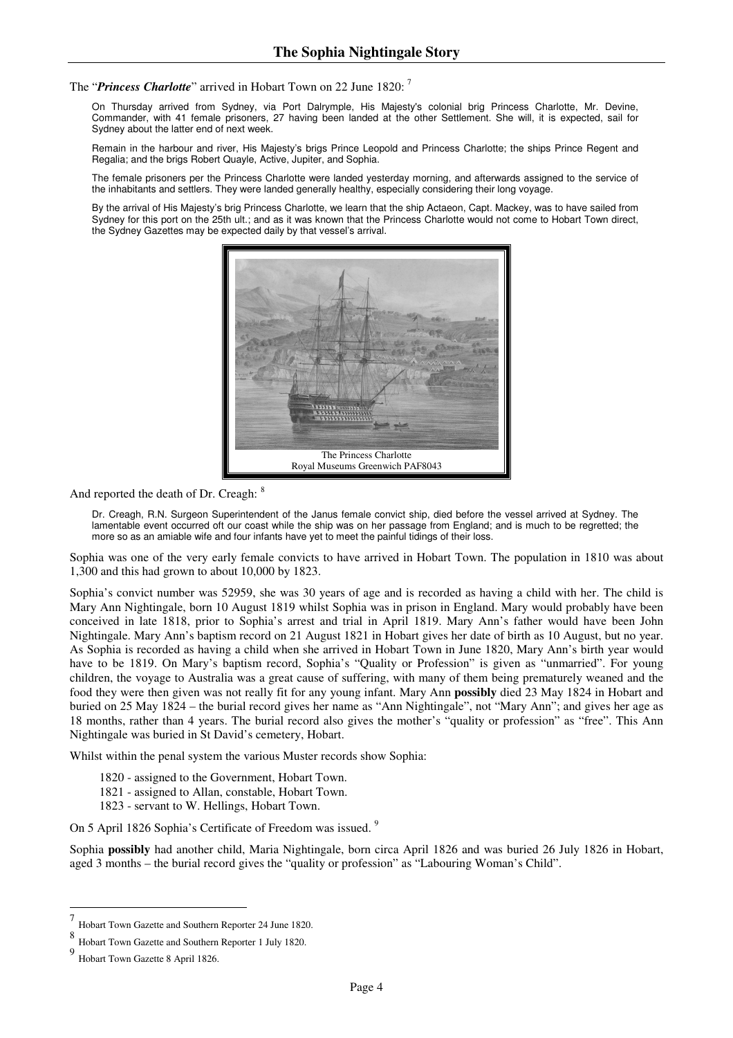The "***Princess Charlotte***" arrived in Hobart Town on 22 June 1820: [7]

> On Thursday arrived from Sydney, via Port Dalrymple, His Majesty's colonial brig Princess Charlotte, Mr. Devine, Commander, with 41 female prisoners, 27 having been landed at the other Settlement. She will, it is expected, sail for Sydney about the latter end of next week.
>
> Remain in the harbour and river, His Majesty's brigs Prince Leopold and Princess Charlotte; the ships Prince Regent and Regalia; and the brigs Robert Quayle, Active, Jupiter, and Sophia.
>
> The female prisoners per the Princess Charlotte were landed yesterday morning, and afterwards assigned to the service of the inhabitants and settlers. They were landed generally healthy, especially considering their long voyage.
>
> By the arrival of His Majesty's brig Princess Charlotte, we learn that the ship Actaeon, Capt. Mackey, was to have sailed from Sydney for this port on the 25th ult.; and as it was known that the Princess Charlotte would not come to Hobart Town direct, the Sydney Gazettes may be expected daily by that vessel's arrival.

The Princess Charlotte
Royal Museums Greenwich PAF8043

And reported the death of Dr. Creagh: [8]

> Dr. Creagh, R.N. Surgeon Superintendent of the Janus female convict ship, died before the vessel arrived at Sydney. The lamentable event occurred oft our coast while the ship was on her passage from England; and is much to be regretted; the more so as an amiable wife and four infants have yet to meet the painful tidings of their loss.

Sophia was one of the very early female convicts to have arrived in Hobart Town. The population in 1810 was about 1,300 and this had grown to about 10,000 by 1823.

Sophia's convict number was 52959, she was 30 years of age and is recorded as having a child with her. The child is Mary Ann Nightingale, born 10 August 1819 whilst Sophia was in prison in England. Mary would probably have been conceived in late 1818, prior to Sophia's arrest and trial in April 1819. Mary Ann's father would have been John Nightingale. Mary Ann's baptism record on 21 August 1821 in Hobart gives her date of birth as 10 August, but no year. As Sophia is recorded as having a child when she arrived in Hobart Town in June 1820, Mary Ann's birth year would have to be 1819. On Mary's baptism record, Sophia's "Quality or Profession" is given as "unmarried". For young children, the voyage to Australia was a great cause of suffering, with many of them being prematurely weaned and the food they were then given was not really fit for any young infant. Mary Ann **possibly** died 23 May 1824 in Hobart and buried on 25 May 1824 – the burial record gives her name as "Ann Nightingale", not "Mary Ann"; and gives her age as 18 months, rather than 4 years. The burial record also gives the mother's "quality or profession" as "free". This Ann Nightingale was buried in St David's cemetery, Hobart.

Whilst within the penal system the various Muster records show Sophia:

- 1820 - assigned to the Government, Hobart Town.
- 1821 - assigned to Allan, constable, Hobart Town.
- 1823 - servant to W. Hellings, Hobart Town.

On 5 April 1826 Sophia's Certificate of Freedom was issued. [9]

Sophia **possibly** had another child, Maria Nightingale, born circa April 1826 and was buried 26 July 1826 in Hobart, aged 3 months – the burial record gives the "quality or profession" as "Labouring Woman's Child".

---

[7] Hobart Town Gazette and Southern Reporter 24 June 1820.

[8] Hobart Town Gazette and Southern Reporter 1 July 1820.

[9] Hobart Town Gazette 8 April 1826.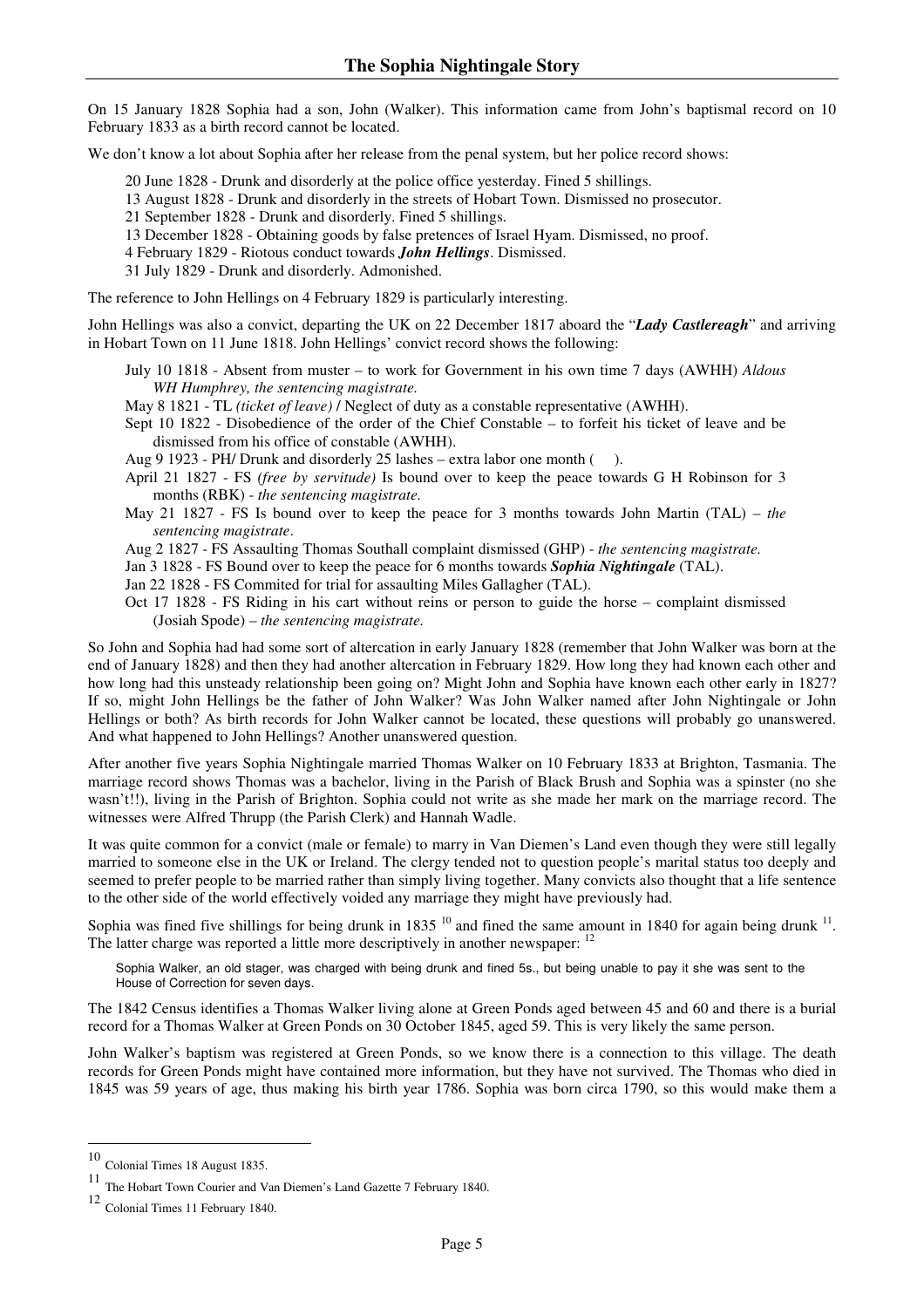On 15 January 1828 Sophia had a son, John (Walker). This information came from John's baptismal record on 10 February 1833 as a birth record cannot be located.

We don't know a lot about Sophia after her release from the penal system, but her police record shows:

> 20 June 1828 - Drunk and disorderly at the police office yesterday. Fined 5 shillings.
> 13 August 1828 - Drunk and disorderly in the streets of Hobart Town. Dismissed no prosecutor.
> 21 September 1828 - Drunk and disorderly. Fined 5 shillings.
> 13 December 1828 - Obtaining goods by false pretences of Israel Hyam. Dismissed, no proof.
> 4 February 1829 - Riotous conduct towards ***John Hellings***. Dismissed.
> 31 July 1829 - Drunk and disorderly. Admonished.

The reference to John Hellings on 4 February 1829 is particularly interesting.

John Hellings was also a convict, departing the UK on 22 December 1817 aboard the "***Lady Castlereagh***" and arriving in Hobart Town on 11 June 1818. John Hellings' convict record shows the following:

> July 10 1818 - Absent from muster – to work for Government in his own time 7 days (AWHH) *Aldous WH Humphrey, the sentencing magistrate.*
> May 8 1821 - TL *(ticket of leave)* / Neglect of duty as a constable representative (AWHH).
> Sept 10 1822 - Disobedience of the order of the Chief Constable – to forfeit his ticket of leave and be dismissed from his office of constable (AWHH).
> Aug 9 1923 - PH/ Drunk and disorderly 25 lashes – extra labor one month (   ).
> April 21 1827 - FS *(free by servitude)* Is bound over to keep the peace towards G H Robinson for 3 months (RBK) - *the sentencing magistrate.*
> May 21 1827 - FS Is bound over to keep the peace for 3 months towards John Martin (TAL) – *the sentencing magistrate*.
> Aug 2 1827 - FS Assaulting Thomas Southall complaint dismissed (GHP) - *the sentencing magistrate.*
> Jan 3 1828 - FS Bound over to keep the peace for 6 months towards ***Sophia Nightingale*** (TAL).
> Jan 22 1828 - FS Commited for trial for assaulting Miles Gallagher (TAL).
> Oct 17 1828 - FS Riding in his cart without reins or person to guide the horse – complaint dismissed (Josiah Spode) – *the sentencing magistrate.*

So John and Sophia had had some sort of altercation in early January 1828 (remember that John Walker was born at the end of January 1828) and then they had another altercation in February 1829. How long they had known each other and how long had this unsteady relationship been going on? Might John and Sophia have known each other early in 1827? If so, might John Hellings be the father of John Walker? Was John Walker named after John Nightingale or John Hellings or both? As birth records for John Walker cannot be located, these questions will probably go unanswered. And what happened to John Hellings? Another unanswered question.

After another five years Sophia Nightingale married Thomas Walker on 10 February 1833 at Brighton, Tasmania. The marriage record shows Thomas was a bachelor, living in the Parish of Black Brush and Sophia was a spinster (no she wasn't!!), living in the Parish of Brighton. Sophia could not write as she made her mark on the marriage record. The witnesses were Alfred Thrupp (the Parish Clerk) and Hannah Wadle.

It was quite common for a convict (male or female) to marry in Van Diemen's Land even though they were still legally married to someone else in the UK or Ireland. The clergy tended not to question people's marital status too deeply and seemed to prefer people to be married rather than simply living together. Many convicts also thought that a life sentence to the other side of the world effectively voided any marriage they might have previously had.

Sophia was fined five shillings for being drunk in 1835 [10] and fined the same amount in 1840 for again being drunk [11]. The latter charge was reported a little more descriptively in another newspaper: [12]

> Sophia Walker, an old stager, was charged with being drunk and fined 5s., but being unable to pay it she was sent to the House of Correction for seven days.

The 1842 Census identifies a Thomas Walker living alone at Green Ponds aged between 45 and 60 and there is a burial record for a Thomas Walker at Green Ponds on 30 October 1845, aged 59. This is very likely the same person.

John Walker's baptism was registered at Green Ponds, so we know there is a connection to this village. The death records for Green Ponds might have contained more information, but they have not survived. The Thomas who died in 1845 was 59 years of age, thus making his birth year 1786. Sophia was born circa 1790, so this would make them a

---

[10] Colonial Times 18 August 1835.

[11] The Hobart Town Courier and Van Diemen's Land Gazette 7 February 1840.

[12] Colonial Times 11 February 1840.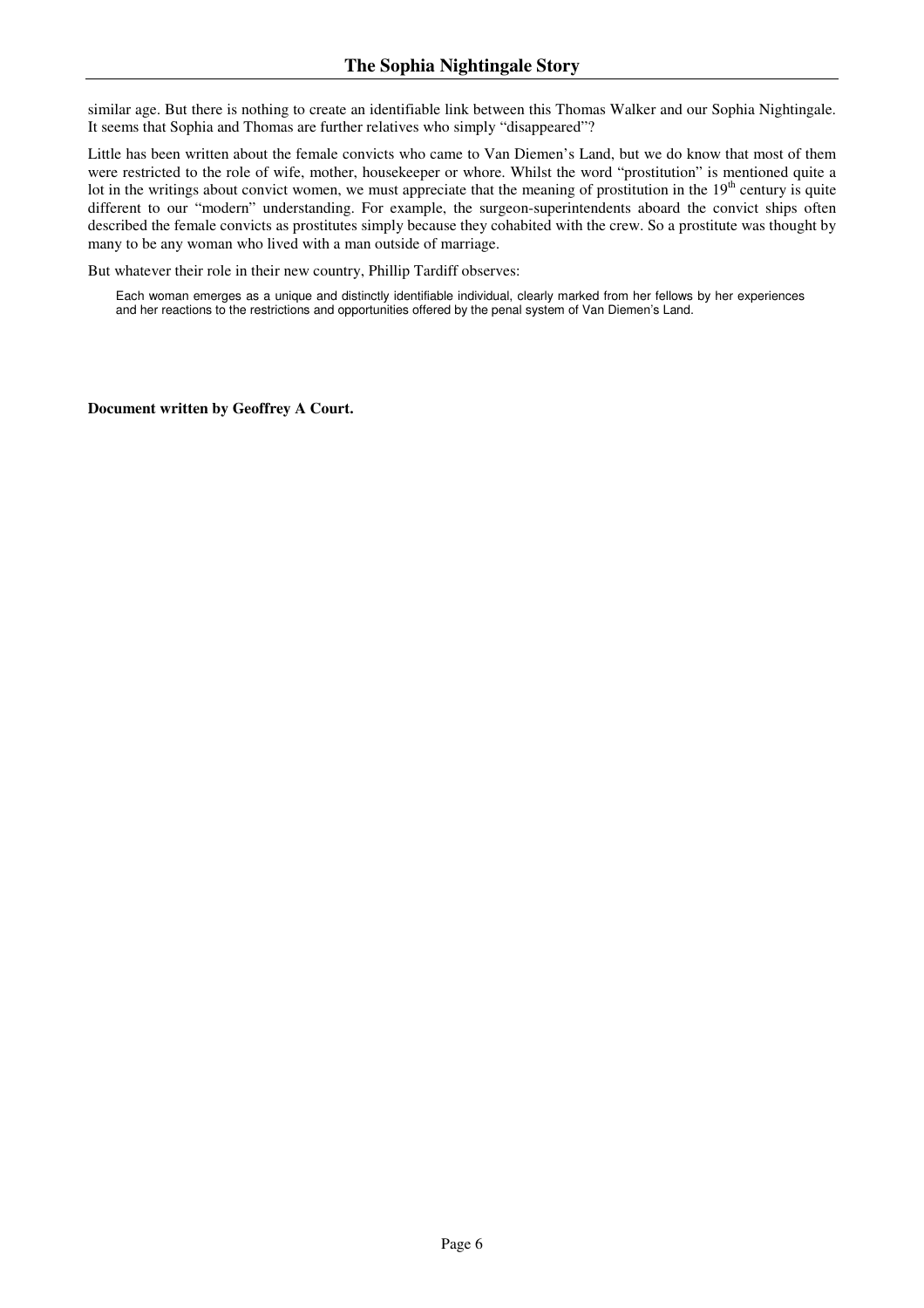similar age. But there is nothing to create an identifiable link between this Thomas Walker and our Sophia Nightingale. It seems that Sophia and Thomas are further relatives who simply "disappeared"?

Little has been written about the female convicts who came to Van Diemen's Land, but we do know that most of them were restricted to the role of wife, mother, housekeeper or whore. Whilst the word "prostitution" is mentioned quite a lot in the writings about convict women, we must appreciate that the meaning of prostitution in the 19th century is quite different to our "modern" understanding. For example, the surgeon-superintendents aboard the convict ships often described the female convicts as prostitutes simply because they cohabited with the crew. So a prostitute was thought by many to be any woman who lived with a man outside of marriage.

But whatever their role in their new country, Phillip Tardiff observes:

> Each woman emerges as a unique and distinctly identifiable individual, clearly marked from her fellows by her experiences and her reactions to the restrictions and opportunities offered by the penal system of Van Diemen's Land.

**Document written by Geoffrey A Court.**